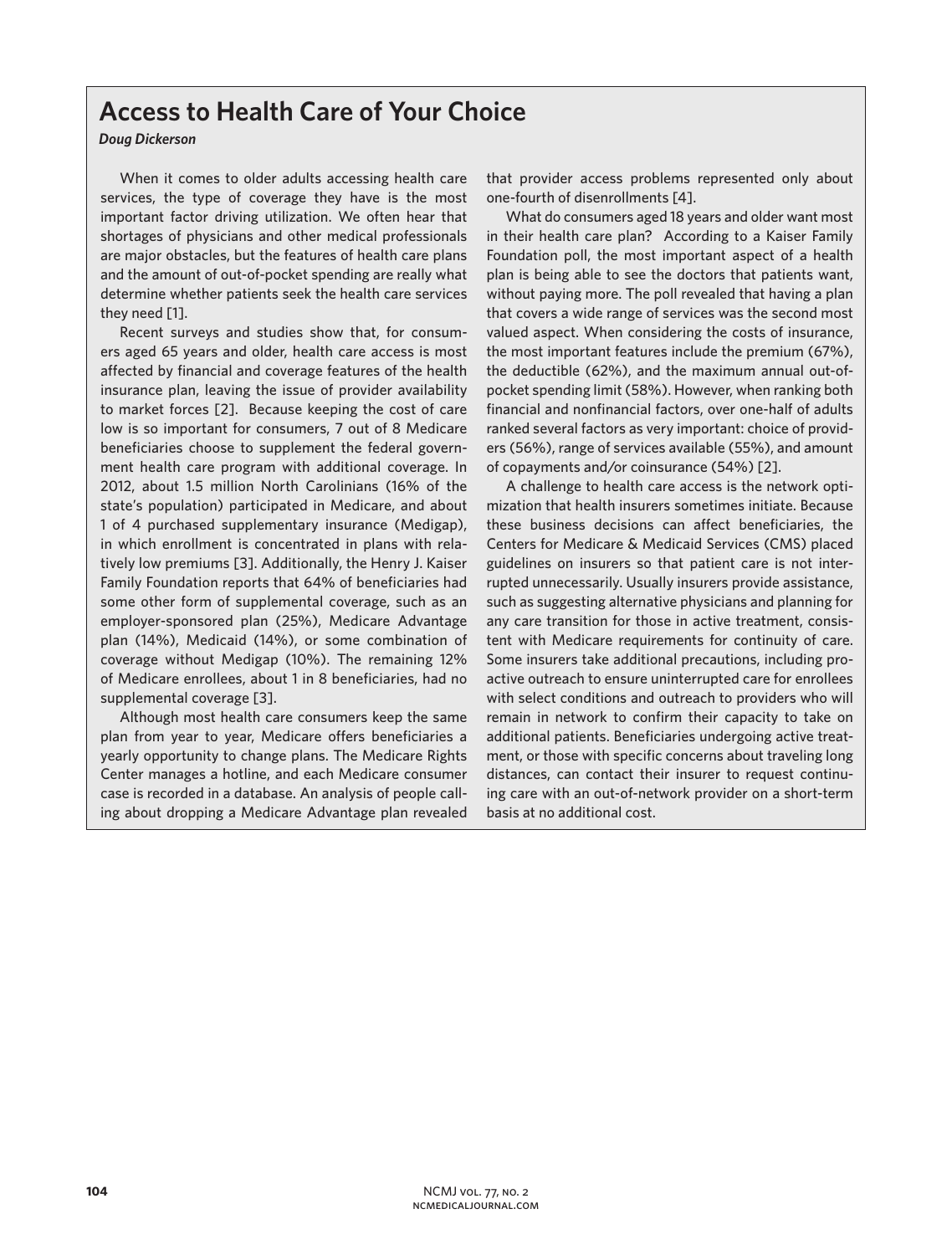# Access to Health Care of Your Choice

***Doug Dickerson***

When it comes to older adults accessing health care services, the type of coverage they have is the most important factor driving utilization. We often hear that shortages of physicians and other medical professionals are major obstacles, but the features of health care plans and the amount of out-of-pocket spending are really what determine whether patients seek the health care services they need [1].

Recent surveys and studies show that, for consumers aged 65 years and older, health care access is most affected by financial and coverage features of the health insurance plan, leaving the issue of provider availability to market forces [2]. Because keeping the cost of care low is so important for consumers, 7 out of 8 Medicare beneficiaries choose to supplement the federal government health care program with additional coverage. In 2012, about 1.5 million North Carolinians (16% of the state's population) participated in Medicare, and about 1 of 4 purchased supplementary insurance (Medigap), in which enrollment is concentrated in plans with relatively low premiums [3]. Additionally, the Henry J. Kaiser Family Foundation reports that 64% of beneficiaries had some other form of supplemental coverage, such as an employer-sponsored plan (25%), Medicare Advantage plan (14%), Medicaid (14%), or some combination of coverage without Medigap (10%). The remaining 12% of Medicare enrollees, about 1 in 8 beneficiaries, had no supplemental coverage [3].

Although most health care consumers keep the same plan from year to year, Medicare offers beneficiaries a yearly opportunity to change plans. The Medicare Rights Center manages a hotline, and each Medicare consumer case is recorded in a database. An analysis of people calling about dropping a Medicare Advantage plan revealed that provider access problems represented only about one-fourth of disenrollments [4].

What do consumers aged 18 years and older want most in their health care plan? According to a Kaiser Family Foundation poll, the most important aspect of a health plan is being able to see the doctors that patients want, without paying more. The poll revealed that having a plan that covers a wide range of services was the second most valued aspect. When considering the costs of insurance, the most important features include the premium (67%), the deductible (62%), and the maximum annual out-of-pocket spending limit (58%). However, when ranking both financial and nonfinancial factors, over one-half of adults ranked several factors as very important: choice of providers (56%), range of services available (55%), and amount of copayments and/or coinsurance (54%) [2].

A challenge to health care access is the network optimization that health insurers sometimes initiate. Because these business decisions can affect beneficiaries, the Centers for Medicare & Medicaid Services (CMS) placed guidelines on insurers so that patient care is not interrupted unnecessarily. Usually insurers provide assistance, such as suggesting alternative physicians and planning for any care transition for those in active treatment, consistent with Medicare requirements for continuity of care. Some insurers take additional precautions, including proactive outreach to ensure uninterrupted care for enrollees with select conditions and outreach to providers who will remain in network to confirm their capacity to take on additional patients. Beneficiaries undergoing active treatment, or those with specific concerns about traveling long distances, can contact their insurer to request continuing care with an out-of-network provider on a short-term basis at no additional cost.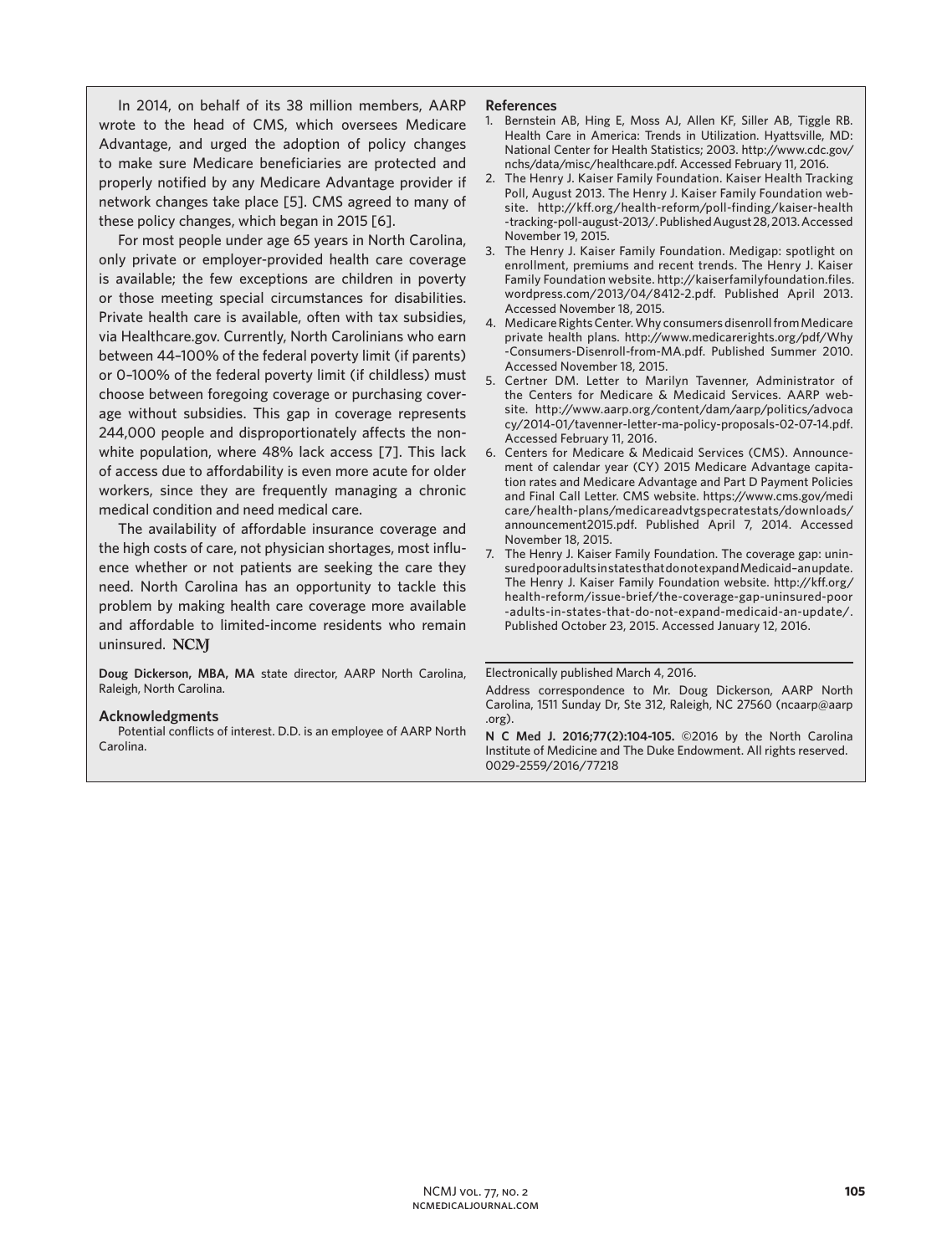In 2014, on behalf of its 38 million members, AARP wrote to the head of CMS, which oversees Medicare Advantage, and urged the adoption of policy changes to make sure Medicare beneficiaries are protected and properly notified by any Medicare Advantage provider if network changes take place [5]. CMS agreed to many of these policy changes, which began in 2015 [6].

For most people under age 65 years in North Carolina, only private or employer-provided health care coverage is available; the few exceptions are children in poverty or those meeting special circumstances for disabilities. Private health care is available, often with tax subsidies, via Healthcare.gov. Currently, North Carolinians who earn between 44–100% of the federal poverty limit (if parents) or 0–100% of the federal poverty limit (if childless) must choose between foregoing coverage or purchasing coverage without subsidies. This gap in coverage represents 244,000 people and disproportionately affects the non-white population, where 48% lack access [7]. This lack of access due to affordability is even more acute for older workers, since they are frequently managing a chronic medical condition and need medical care.

The availability of affordable insurance coverage and the high costs of care, not physician shortages, most influence whether or not patients are seeking the care they need. North Carolina has an opportunity to tackle this problem by making health care coverage more available and affordable to limited-income residents who remain uninsured. NCMJ

**Doug Dickerson, MBA, MA** state director, AARP North Carolina, Raleigh, North Carolina.

### Acknowledgments

Potential conflicts of interest. D.D. is an employee of AARP North Carolina.

### References

1. Bernstein AB, Hing E, Moss AJ, Allen KF, Siller AB, Tiggle RB. Health Care in America: Trends in Utilization. Hyattsville, MD: National Center for Health Statistics; 2003. http://www.cdc.gov/nchs/data/misc/healthcare.pdf. Accessed February 11, 2016.
2. The Henry J. Kaiser Family Foundation. Kaiser Health Tracking Poll, August 2013. The Henry J. Kaiser Family Foundation website. http://kff.org/health-reform/poll-finding/kaiser-health-tracking-poll-august-2013/. Published August 28, 2013. Accessed November 19, 2015.
3. The Henry J. Kaiser Family Foundation. Medigap: spotlight on enrollment, premiums and recent trends. The Henry J. Kaiser Family Foundation website. http://kaiserfamilyfoundation.files.wordpress.com/2013/04/8412-2.pdf. Published April 2013. Accessed November 18, 2015.
4. Medicare Rights Center. Why consumers disenroll from Medicare private health plans. http://www.medicarerights.org/pdf/Why-Consumers-Disenroll-from-MA.pdf. Published Summer 2010. Accessed November 18, 2015.
5. Certner DM. Letter to Marilyn Tavenner, Administrator of the Centers for Medicare & Medicaid Services. AARP website. http://www.aarp.org/content/dam/aarp/politics/advocacy/2014-01/tavenner-letter-ma-policy-proposals-02-07-14.pdf. Accessed February 11, 2016.
6. Centers for Medicare & Medicaid Services (CMS). Announcement of calendar year (CY) 2015 Medicare Advantage capitation rates and Medicare Advantage and Part D Payment Policies and Final Call Letter. CMS website. https://www.cms.gov/medicare/health-plans/medicareadvtgspecratestats/downloads/announcement2015.pdf. Published April 7, 2014. Accessed November 18, 2015.
7. The Henry J. Kaiser Family Foundation. The coverage gap: uninsured poor adults in states that do not expand Medicaid–an update. The Henry J. Kaiser Family Foundation website. http://kff.org/health-reform/issue-brief/the-coverage-gap-uninsured-poor-adults-in-states-that-do-not-expand-medicaid-an-update/. Published October 23, 2015. Accessed January 12, 2016.

Electronically published March 4, 2016.

Address correspondence to Mr. Doug Dickerson, AARP North Carolina, 1511 Sunday Dr, Ste 312, Raleigh, NC 27560 (ncaarp@aarp.org).

**N C Med J. 2016;77(2):104-105.** ©2016 by the North Carolina Institute of Medicine and The Duke Endowment. All rights reserved. 0029-2559/2016/77218